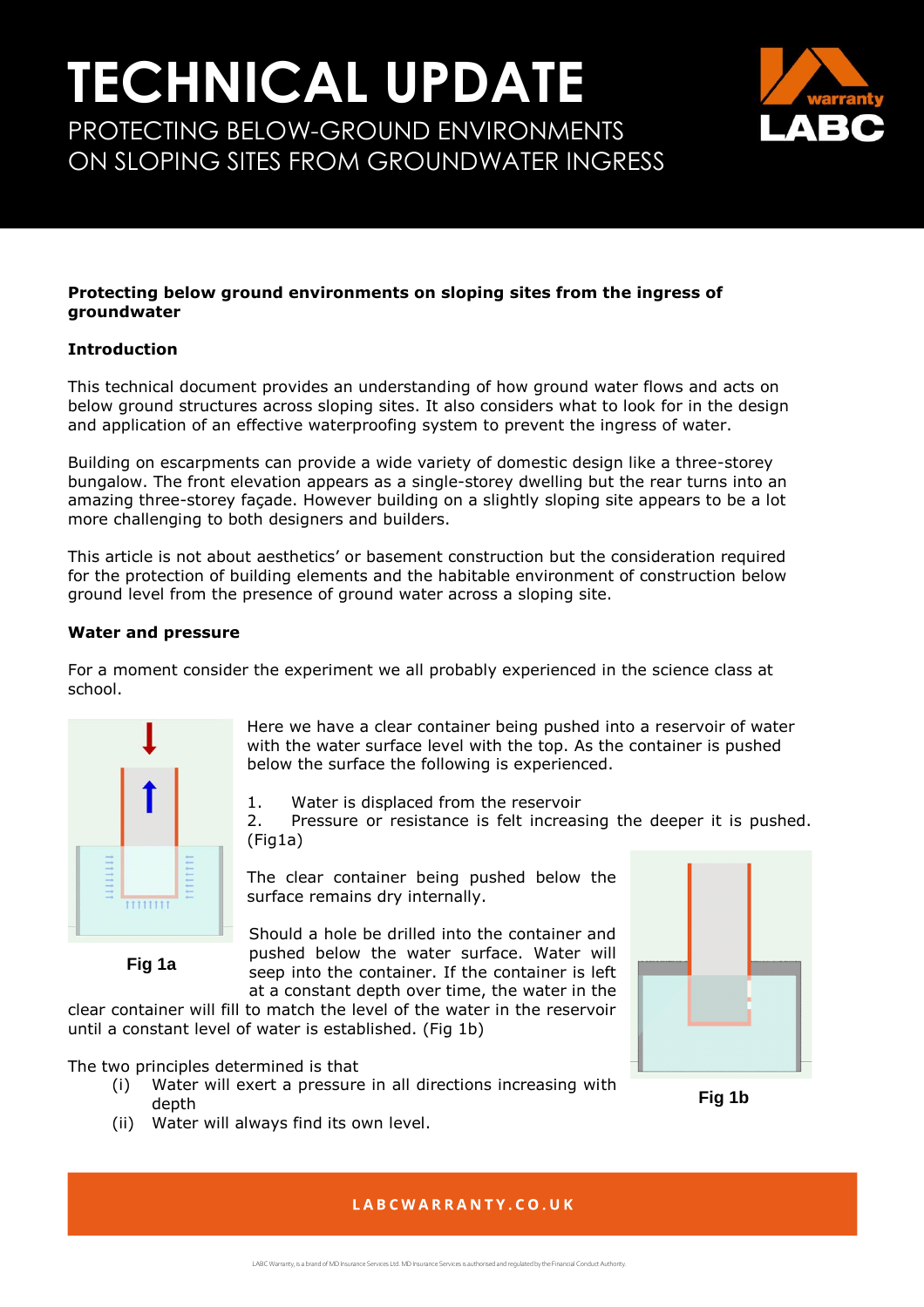# TECHNICAL UPDATE

## PROTECTING BELOW-GROUND ENVIRONMENTS ON SLOPING SITES FROM GROUNDWATER INGRESS

**Protecting below ground environments on sloping sites from the ingress of groundwater**

**Introduction**

This technical document provides an understanding of how ground water flows and acts on below ground structures across sloping sites. It also considers what to look for in the design and application of an effective waterproofing system to prevent the ingress of water.

Building on escarpments can provide a wide variety of domestic design like a three-storey bungalow. The front elevation appears as a single-storey dwelling but the rear turns into an amazing three-storey façade. However building on a slightly sloping site appears to be a lot more challenging to both designers and builders.

This article is not about aesthetics' or basement construction but the consideration required for the protection of building elements and the habitable environment of construction below ground level from the presence of ground water across a sloping site.

**Water and pressure**

For a moment consider the experiment we all probably experienced in the science class at school.

Here we have a clear container being pushed into a reservoir of water with the water surface level with the top. As the container is pushed below the surface the following is experienced.

1. Water is displaced from the reservoir
2. Pressure or resistance is felt increasing the deeper it is pushed. (Fig1a)

Fig 1a

The clear container being pushed below the surface remains dry internally.

Should a hole be drilled into the container and pushed below the water surface. Water will seep into the container. If the container is left at a constant depth over time, the water in the clear container will fill to match the level of the water in the reservoir until a constant level of water is established. (Fig 1b)

Fig 1b

The two principles determined is that

(i) Water will exert a pressure in all directions increasing with depth

(ii) Water will always find its own level.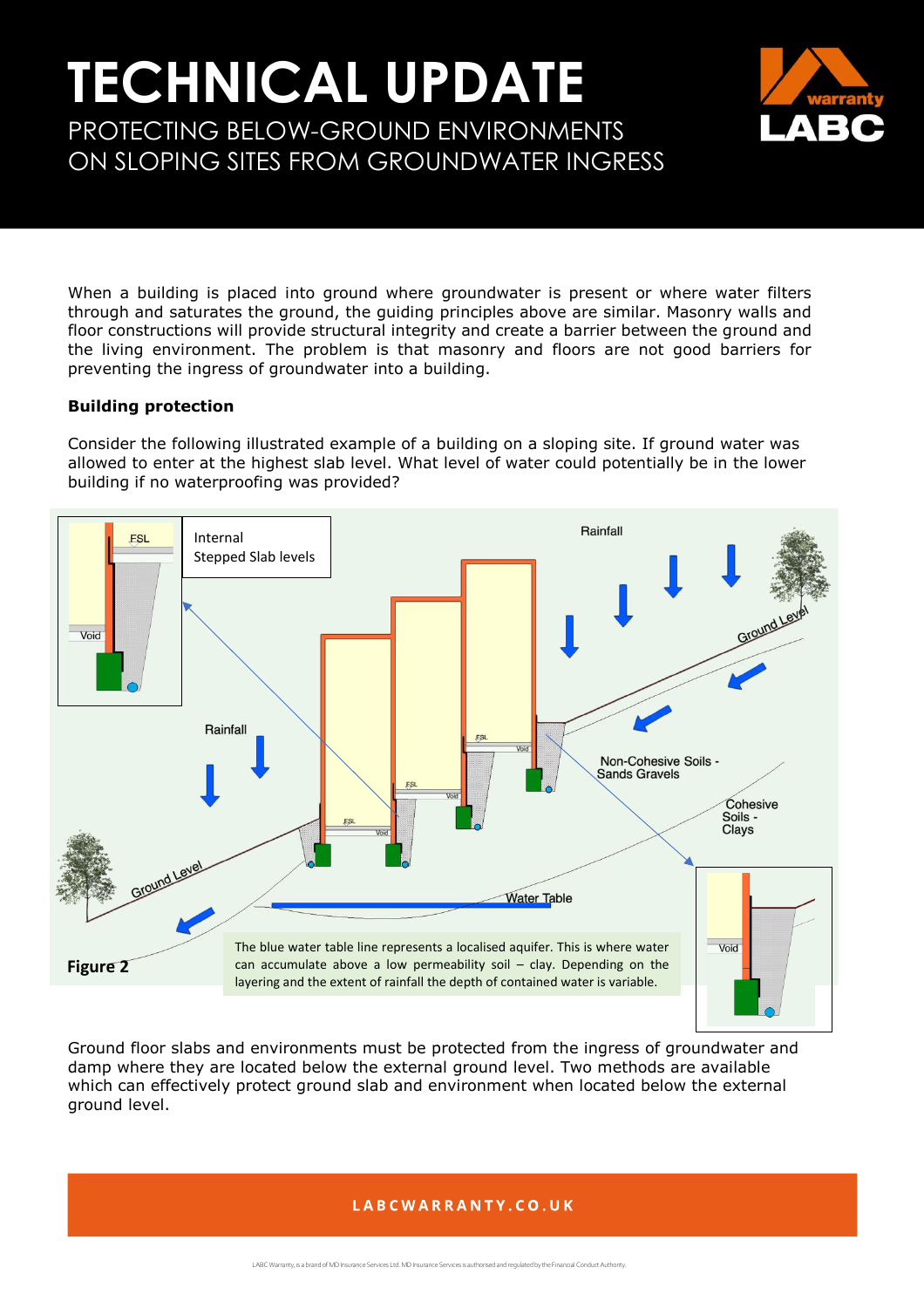# TECHNICAL UPDATE

## PROTECTING BELOW-GROUND ENVIRONMENTS ON SLOPING SITES FROM GROUNDWATER INGRESS

When a building is placed into ground where groundwater is present or where water filters through and saturates the ground, the guiding principles above are similar. Masonry walls and floor constructions will provide structural integrity and create a barrier between the ground and the living environment. The problem is that masonry and floors are not good barriers for preventing the ingress of groundwater into a building.

**Building protection**

Consider the following illustrated example of a building on a sloping site. If ground water was allowed to enter at the highest slab level. What level of water could potentially be in the lower building if no waterproofing was provided?

Internal Stepped Slab levels

Rainfall

Non-Cohesive Soils - Sands Gravels

Cohesive Soils - Clays

Ground Level

Water Table

The blue water table line represents a localised aquifer. This is where water can accumulate above a low permeability soil – clay. Depending on the layering and the extent of rainfall the depth of contained water is variable.

**Figure 2**

Ground floor slabs and environments must be protected from the ingress of groundwater and damp where they are located below the external ground level. Two methods are available which can effectively protect ground slab and environment when located below the external ground level.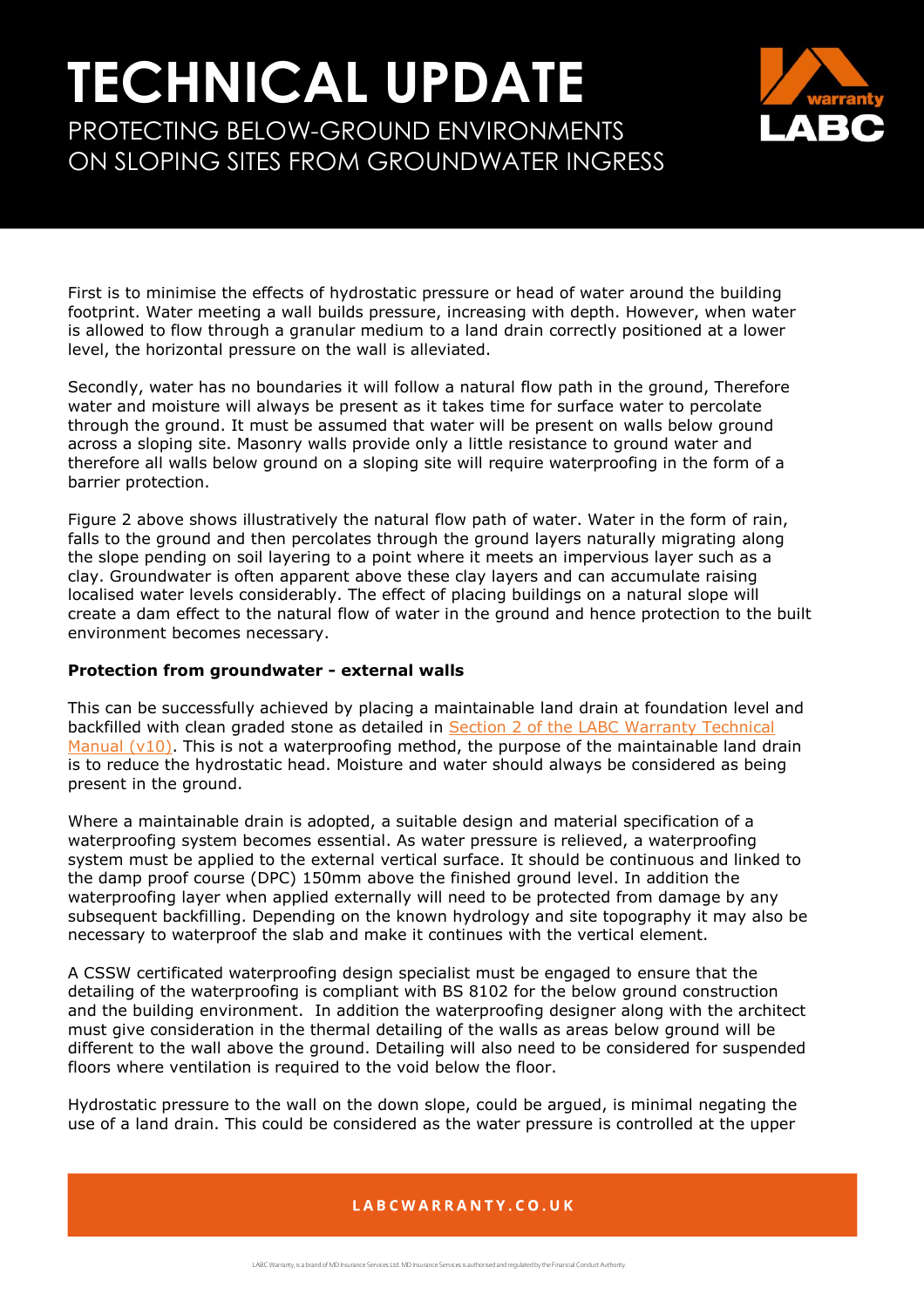First is to minimise the effects of hydrostatic pressure or head of water around the building footprint. Water meeting a wall builds pressure, increasing with depth. However, when water is allowed to flow through a granular medium to a land drain correctly positioned at a lower level, the horizontal pressure on the wall is alleviated.

Secondly, water has no boundaries it will follow a natural flow path in the ground, Therefore water and moisture will always be present as it takes time for surface water to percolate through the ground. It must be assumed that water will be present on walls below ground across a sloping site. Masonry walls provide only a little resistance to ground water and therefore all walls below ground on a sloping site will require waterproofing in the form of a barrier protection.

Figure 2 above shows illustratively the natural flow path of water. Water in the form of rain, falls to the ground and then percolates through the ground layers naturally migrating along the slope pending on soil layering to a point where it meets an impervious layer such as a clay. Groundwater is often apparent above these clay layers and can accumulate raising localised water levels considerably. The effect of placing buildings on a natural slope will create a dam effect to the natural flow of water in the ground and hence protection to the built environment becomes necessary.

**Protection from groundwater - external walls**

This can be successfully achieved by placing a maintainable land drain at foundation level and backfilled with clean graded stone as detailed in [Section 2 of the LABC Warranty Technical Manual (v10)](). This is not a waterproofing method, the purpose of the maintainable land drain is to reduce the hydrostatic head. Moisture and water should always be considered as being present in the ground.

Where a maintainable drain is adopted, a suitable design and material specification of a waterproofing system becomes essential. As water pressure is relieved, a waterproofing system must be applied to the external vertical surface. It should be continuous and linked to the damp proof course (DPC) 150mm above the finished ground level. In addition the waterproofing layer when applied externally will need to be protected from damage by any subsequent backfilling. Depending on the known hydrology and site topography it may also be necessary to waterproof the slab and make it continues with the vertical element.

A CSSW certificated waterproofing design specialist must be engaged to ensure that the detailing of the waterproofing is compliant with BS 8102 for the below ground construction and the building environment. In addition the waterproofing designer along with the architect must give consideration in the thermal detailing of the walls as areas below ground will be different to the wall above the ground. Detailing will also need to be considered for suspended floors where ventilation is required to the void below the floor.

Hydrostatic pressure to the wall on the down slope, could be argued, is minimal negating the use of a land drain. This could be considered as the water pressure is controlled at the upper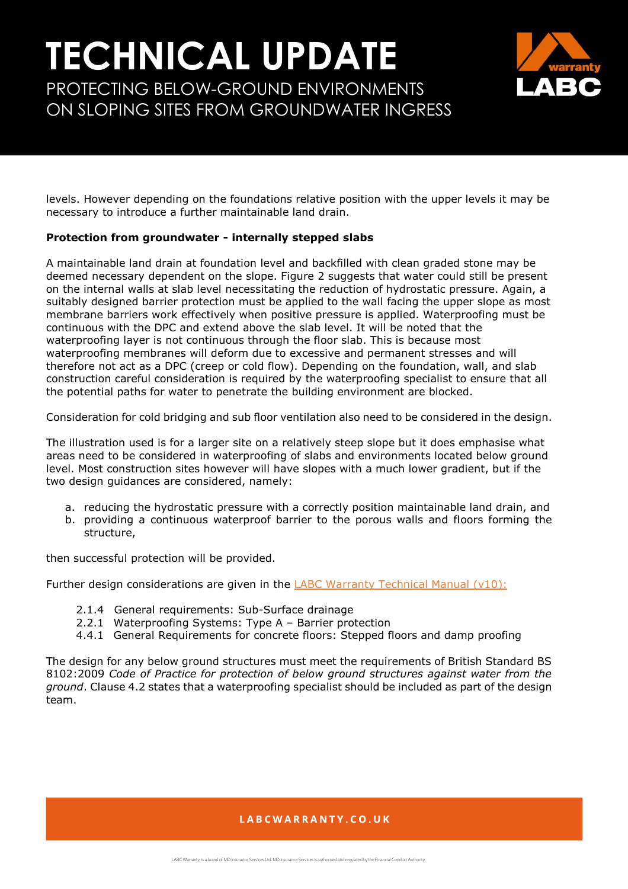levels. However depending on the foundations relative position with the upper levels it may be necessary to introduce a further maintainable land drain.

**Protection from groundwater - internally stepped slabs**

A maintainable land drain at foundation level and backfilled with clean graded stone may be deemed necessary dependent on the slope. Figure 2 suggests that water could still be present on the internal walls at slab level necessitating the reduction of hydrostatic pressure. Again, a suitably designed barrier protection must be applied to the wall facing the upper slope as most membrane barriers work effectively when positive pressure is applied. Waterproofing must be continuous with the DPC and extend above the slab level. It will be noted that the waterproofing layer is not continuous through the floor slab. This is because most waterproofing membranes will deform due to excessive and permanent stresses and will therefore not act as a DPC (creep or cold flow). Depending on the foundation, wall, and slab construction careful consideration is required by the waterproofing specialist to ensure that all the potential paths for water to penetrate the building environment are blocked.

Consideration for cold bridging and sub floor ventilation also need to be considered in the design.

The illustration used is for a larger site on a relatively steep slope but it does emphasise what areas need to be considered in waterproofing of slabs and environments located below ground level. Most construction sites however will have slopes with a much lower gradient, but if the two design guidances are considered, namely:

a. reducing the hydrostatic pressure with a correctly position maintainable land drain, and
b. providing a continuous waterproof barrier to the porous walls and floors forming the structure,

then successful protection will be provided.

Further design considerations are given in the [LABC Warranty Technical Manual (v10):]

- 2.1.4 General requirements: Sub-Surface drainage
- 2.2.1 Waterproofing Systems: Type A – Barrier protection
- 4.4.1 General Requirements for concrete floors: Stepped floors and damp proofing

The design for any below ground structures must meet the requirements of British Standard BS 8102:2009 *Code of Practice for protection of below ground structures against water from the ground*. Clause 4.2 states that a waterproofing specialist should be included as part of the design team.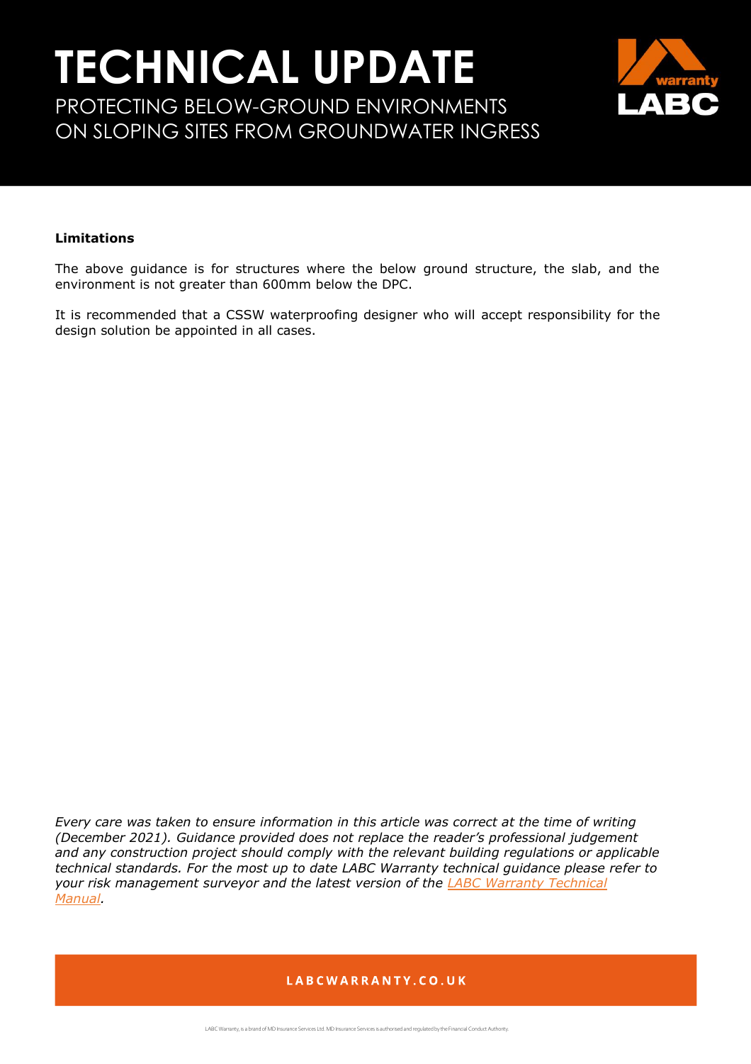**Limitations**

The above guidance is for structures where the below ground structure, the slab, and the environment is not greater than 600mm below the DPC.

It is recommended that a CSSW waterproofing designer who will accept responsibility for the design solution be appointed in all cases.

*Every care was taken to ensure information in this article was correct at the time of writing (December 2021). Guidance provided does not replace the reader's professional judgement and any construction project should comply with the relevant building regulations or applicable technical standards. For the most up to date LABC Warranty technical guidance please refer to your risk management surveyor and the latest version of the [LABC Warranty Technical Manual](). *